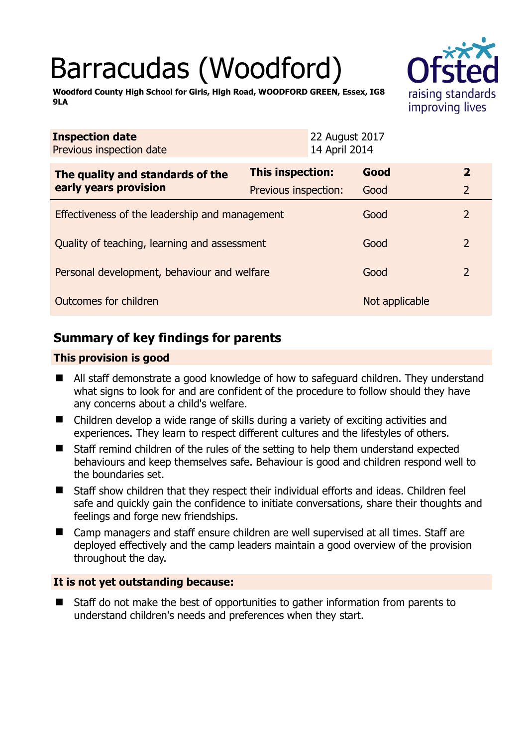# Barracudas (Woodford)

**Woodford County High School for Girls, High Road, WOODFORD GREEN, Essex, IG8 9LA**

| **Inspection date** | 22 August 2017 |
|---|---|
| Previous inspection date | 14 April 2014 |

| **The quality and standards of the early years provision** | **This inspection:** | **Good** | **2** |
|---|---|---|---|
| | Previous inspection: | Good | 2 |
| Effectiveness of the leadership and management | | Good | 2 |
| Quality of teaching, learning and assessment | | Good | 2 |
| Personal development, behaviour and welfare | | Good | 2 |
| Outcomes for children | | Not applicable | |

## Summary of key findings for parents

### This provision is good

- All staff demonstrate a good knowledge of how to safeguard children. They understand what signs to look for and are confident of the procedure to follow should they have any concerns about a child's welfare.
- Children develop a wide range of skills during a variety of exciting activities and experiences. They learn to respect different cultures and the lifestyles of others.
- Staff remind children of the rules of the setting to help them understand expected behaviours and keep themselves safe. Behaviour is good and children respond well to the boundaries set.
- Staff show children that they respect their individual efforts and ideas. Children feel safe and quickly gain the confidence to initiate conversations, share their thoughts and feelings and forge new friendships.
- Camp managers and staff ensure children are well supervised at all times. Staff are deployed effectively and the camp leaders maintain a good overview of the provision throughout the day.

### It is not yet outstanding because:

- Staff do not make the best of opportunities to gather information from parents to understand children's needs and preferences when they start.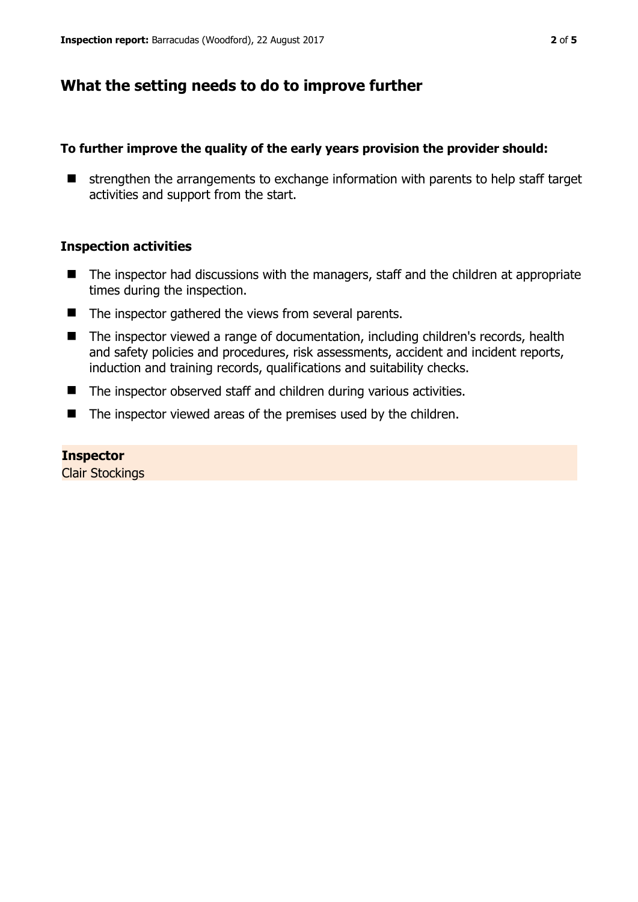## What the setting needs to do to improve further

**To further improve the quality of the early years provision the provider should:**

- strengthen the arrangements to exchange information with parents to help staff target activities and support from the start.

### Inspection activities

- The inspector had discussions with the managers, staff and the children at appropriate times during the inspection.
- The inspector gathered the views from several parents.
- The inspector viewed a range of documentation, including children's records, health and safety policies and procedures, risk assessments, accident and incident reports, induction and training records, qualifications and suitability checks.
- The inspector observed staff and children during various activities.
- The inspector viewed areas of the premises used by the children.

**Inspector**
Clair Stockings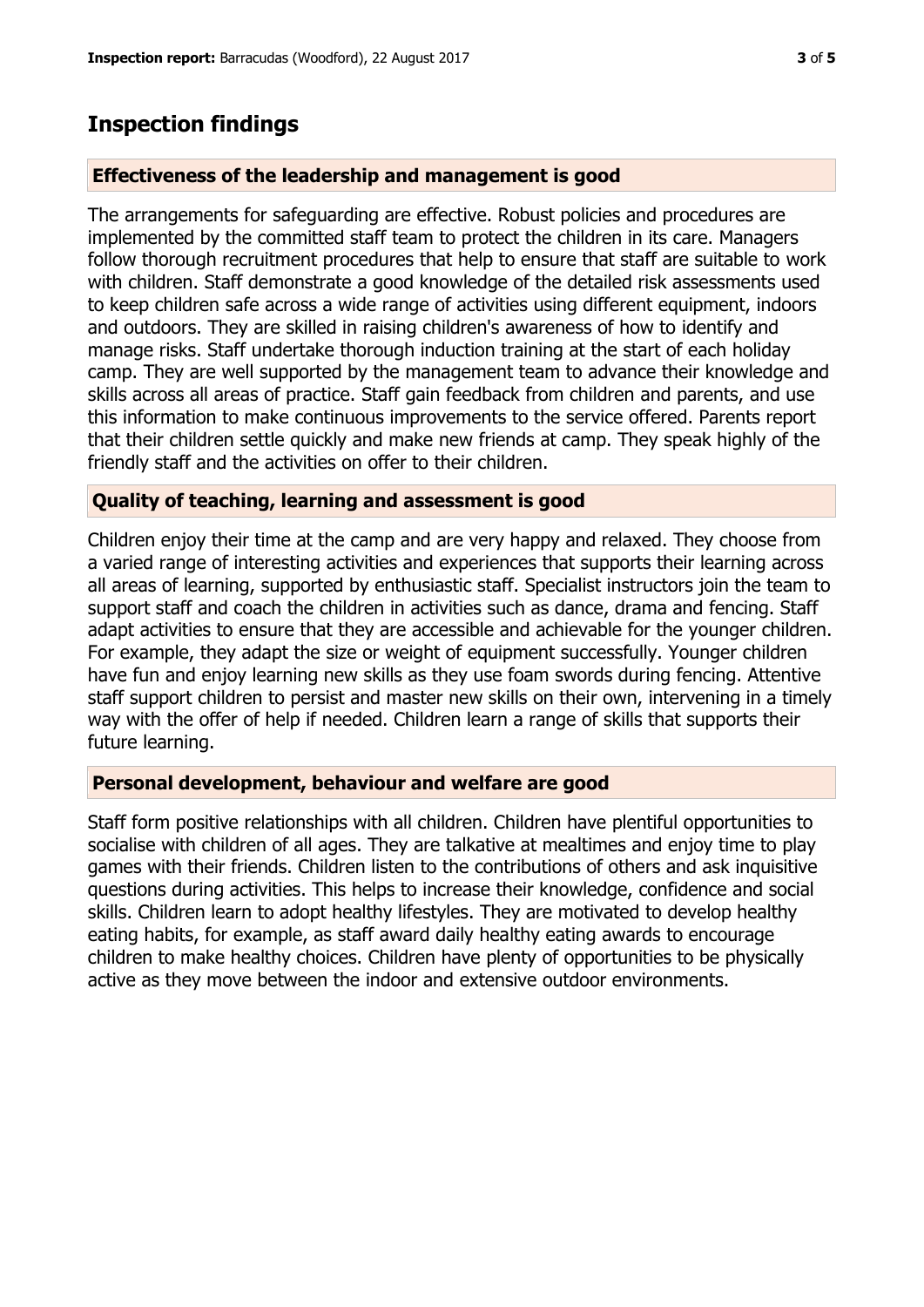## Inspection findings

### Effectiveness of the leadership and management is good

The arrangements for safeguarding are effective. Robust policies and procedures are implemented by the committed staff team to protect the children in its care. Managers follow thorough recruitment procedures that help to ensure that staff are suitable to work with children. Staff demonstrate a good knowledge of the detailed risk assessments used to keep children safe across a wide range of activities using different equipment, indoors and outdoors. They are skilled in raising children's awareness of how to identify and manage risks. Staff undertake thorough induction training at the start of each holiday camp. They are well supported by the management team to advance their knowledge and skills across all areas of practice. Staff gain feedback from children and parents, and use this information to make continuous improvements to the service offered. Parents report that their children settle quickly and make new friends at camp. They speak highly of the friendly staff and the activities on offer to their children.

### Quality of teaching, learning and assessment is good

Children enjoy their time at the camp and are very happy and relaxed. They choose from a varied range of interesting activities and experiences that supports their learning across all areas of learning, supported by enthusiastic staff. Specialist instructors join the team to support staff and coach the children in activities such as dance, drama and fencing. Staff adapt activities to ensure that they are accessible and achievable for the younger children. For example, they adapt the size or weight of equipment successfully. Younger children have fun and enjoy learning new skills as they use foam swords during fencing. Attentive staff support children to persist and master new skills on their own, intervening in a timely way with the offer of help if needed. Children learn a range of skills that supports their future learning.

### Personal development, behaviour and welfare are good

Staff form positive relationships with all children. Children have plentiful opportunities to socialise with children of all ages. They are talkative at mealtimes and enjoy time to play games with their friends. Children listen to the contributions of others and ask inquisitive questions during activities. This helps to increase their knowledge, confidence and social skills. Children learn to adopt healthy lifestyles. They are motivated to develop healthy eating habits, for example, as staff award daily healthy eating awards to encourage children to make healthy choices. Children have plenty of opportunities to be physically active as they move between the indoor and extensive outdoor environments.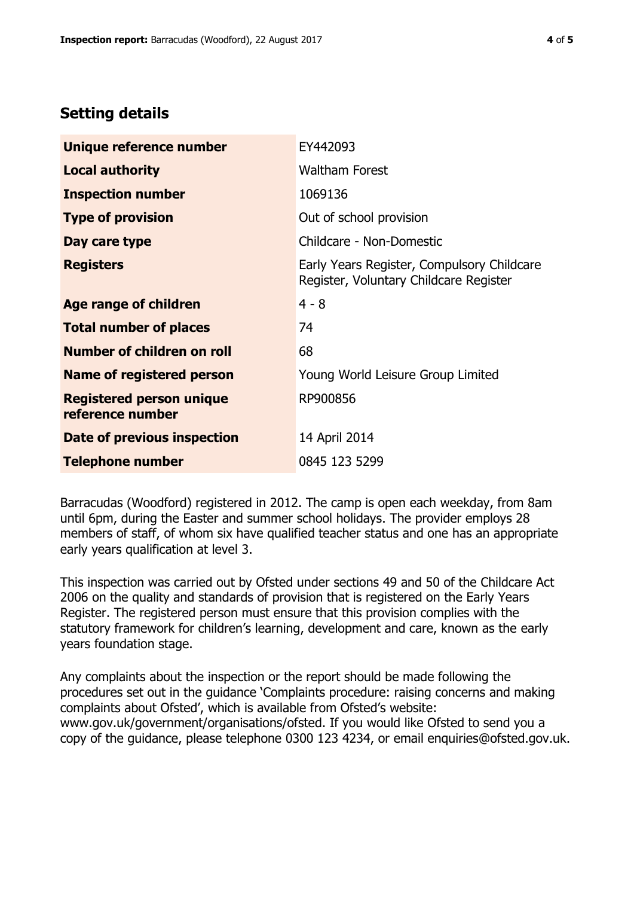## Setting details

| | |
|---|---|
| **Unique reference number** | EY442093 |
| **Local authority** | Waltham Forest |
| **Inspection number** | 1069136 |
| **Type of provision** | Out of school provision |
| **Day care type** | Childcare - Non-Domestic |
| **Registers** | Early Years Register, Compulsory Childcare Register, Voluntary Childcare Register |
| **Age range of children** | 4 - 8 |
| **Total number of places** | 74 |
| **Number of children on roll** | 68 |
| **Name of registered person** | Young World Leisure Group Limited |
| **Registered person unique reference number** | RP900856 |
| **Date of previous inspection** | 14 April 2014 |
| **Telephone number** | 0845 123 5299 |

Barracudas (Woodford) registered in 2012. The camp is open each weekday, from 8am until 6pm, during the Easter and summer school holidays. The provider employs 28 members of staff, of whom six have qualified teacher status and one has an appropriate early years qualification at level 3.

This inspection was carried out by Ofsted under sections 49 and 50 of the Childcare Act 2006 on the quality and standards of provision that is registered on the Early Years Register. The registered person must ensure that this provision complies with the statutory framework for children's learning, development and care, known as the early years foundation stage.

Any complaints about the inspection or the report should be made following the procedures set out in the guidance 'Complaints procedure: raising concerns and making complaints about Ofsted', which is available from Ofsted's website: www.gov.uk/government/organisations/ofsted. If you would like Ofsted to send you a copy of the guidance, please telephone 0300 123 4234, or email enquiries@ofsted.gov.uk.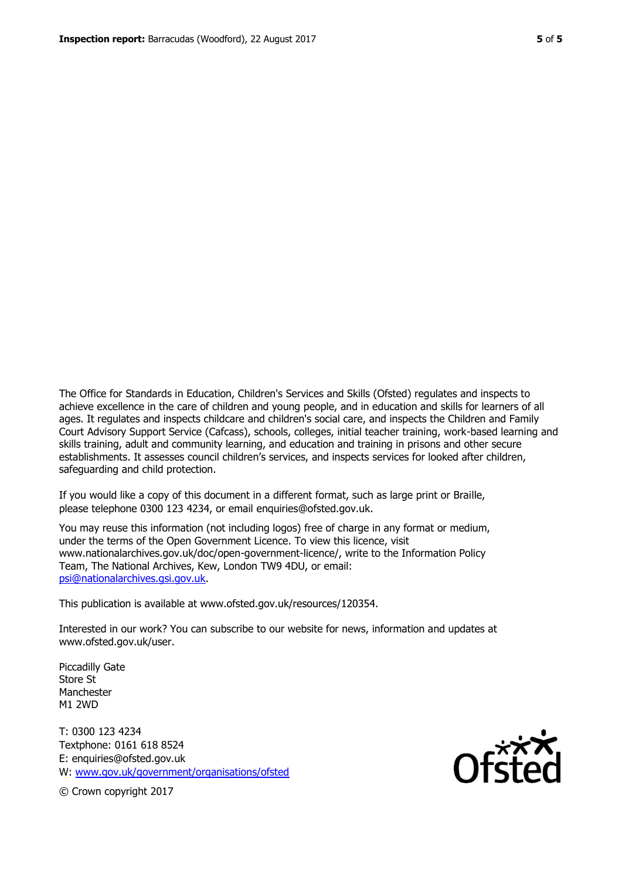The Office for Standards in Education, Children's Services and Skills (Ofsted) regulates and inspects to achieve excellence in the care of children and young people, and in education and skills for learners of all ages. It regulates and inspects childcare and children's social care, and inspects the Children and Family Court Advisory Support Service (Cafcass), schools, colleges, initial teacher training, work-based learning and skills training, adult and community learning, and education and training in prisons and other secure establishments. It assesses council children's services, and inspects services for looked after children, safeguarding and child protection.

If you would like a copy of this document in a different format, such as large print or Braille, please telephone 0300 123 4234, or email enquiries@ofsted.gov.uk.

You may reuse this information (not including logos) free of charge in any format or medium, under the terms of the Open Government Licence. To view this licence, visit www.nationalarchives.gov.uk/doc/open-government-licence/, write to the Information Policy Team, The National Archives, Kew, London TW9 4DU, or email: psi@nationalarchives.gsi.gov.uk.

This publication is available at www.ofsted.gov.uk/resources/120354.

Interested in our work? You can subscribe to our website for news, information and updates at www.ofsted.gov.uk/user.

Piccadilly Gate
Store St
Manchester
M1 2WD

T: 0300 123 4234
Textphone: 0161 618 8524
E: enquiries@ofsted.gov.uk
W: www.gov.uk/government/organisations/ofsted

© Crown copyright 2017